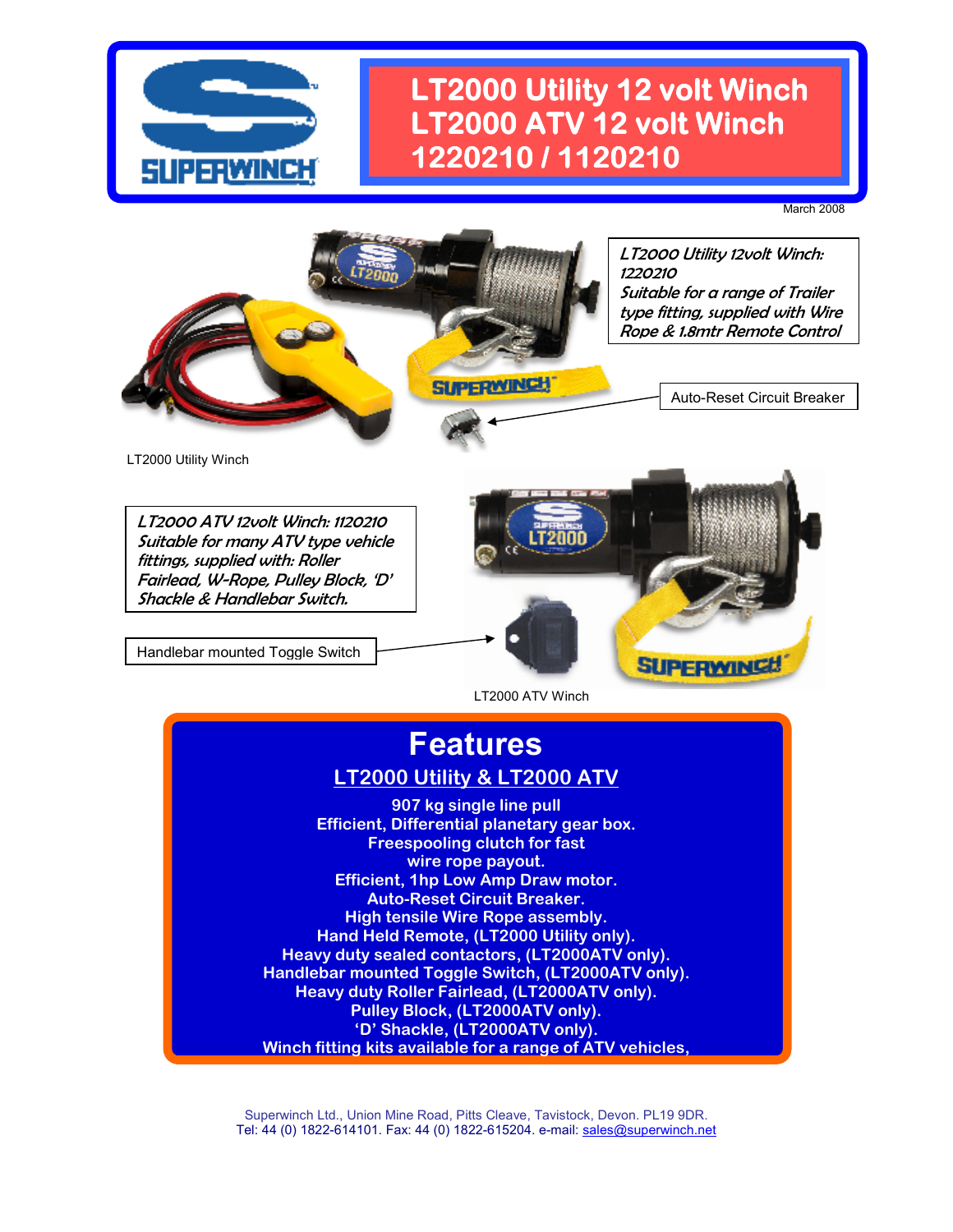# LT2000 Utility 12 volt Winch
# LT2000 ATV 12 volt Winch
# 1220210 / 1120210

March 2008

*LT2000 Utility 12volt Winch: 1220210*
*Suitable for a range of Trailer type fitting, supplied with Wire Rope & 1.8mtr Remote Control*

Auto-Reset Circuit Breaker

LT2000 Utility Winch

*LT2000 ATV 12volt Winch: 1120210*
*Suitable for many ATV type vehicle fittings, supplied with: Roller Fairlead, W-Rope, Pulley Block, 'D' Shackle & Handlebar Switch.*

Handlebar mounted Toggle Switch

LT2000 ATV Winch

## Features

### LT2000 Utility & LT2000 ATV

**907 kg single line pull**
**Efficient, Differential planetary gear box.**
**Freespooling clutch for fast wire rope payout.**
**Efficient, 1hp Low Amp Draw motor.**
**Auto-Reset Circuit Breaker.**
**High tensile Wire Rope assembly.**
**Hand Held Remote, (LT2000 Utility only).**
**Heavy duty sealed contactors, (LT2000ATV only).**
**Handlebar mounted Toggle Switch, (LT2000ATV only).**
**Heavy duty Roller Fairlead, (LT2000ATV only).**
**Pulley Block, (LT2000ATV only).**
**'D' Shackle, (LT2000ATV only).**
**Winch fitting kits available for a range of ATV vehicles,**

Superwinch Ltd., Union Mine Road, Pitts Cleave, Tavistock, Devon. PL19 9DR.
Tel: 44 (0) 1822-614101. Fax: 44 (0) 1822-615204. e-mail: sales@superwinch.net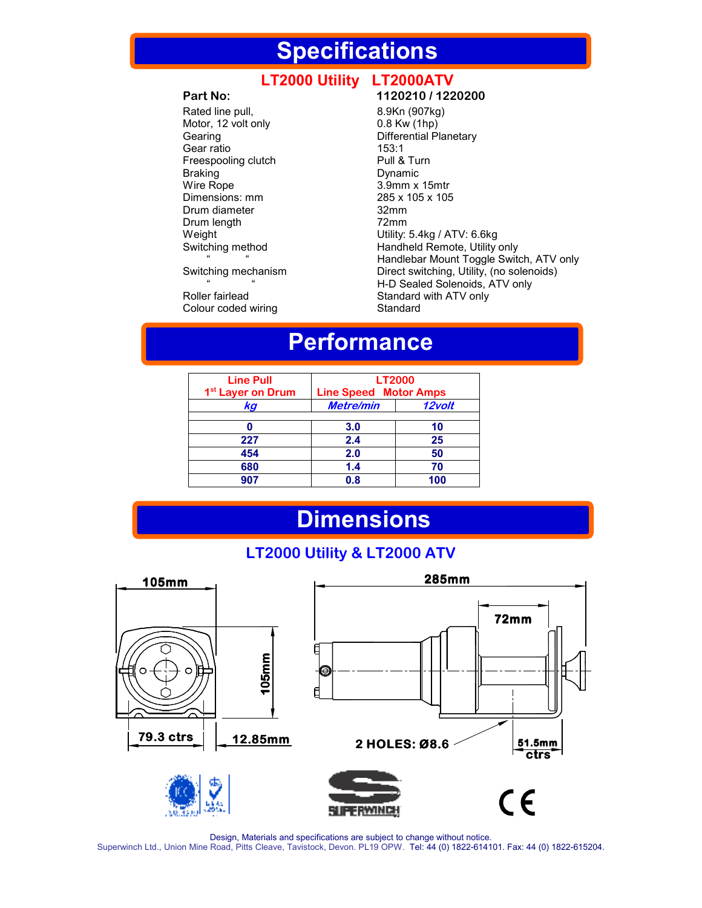# Specifications

## LT2000 Utility LT2000ATV

| | |
|---|---|
| **Part No:** | **1120210 / 1220200** |
| Rated line pull, | 8.9Kn (907kg) |
| Motor, 12 volt only | 0.8 Kw (1hp) |
| Gearing | Differential Planetary |
| Gear ratio | 153:1 |
| Freespooling clutch | Pull & Turn |
| Braking | Dynamic |
| Wire Rope | 3.9mm x 15mtr |
| Dimensions: mm | 285 x 105 x 105 |
| Drum diameter | 32mm |
| Drum length | 72mm |
| Weight | Utility: 5.4kg / ATV: 6.6kg |
| Switching method | Handheld Remote, Utility only |
| " " | Handlebar Mount Toggle Switch, ATV only |
| Switching mechanism | Direct switching, Utility, (no solenoids) |
| " " | H-D Sealed Solenoids, ATV only |
| Roller fairlead | Standard with ATV only |
| Colour coded wiring | Standard |

# Performance

| Line Pull 1st Layer on Drum | LT2000 Line Speed | Motor Amps |
|---|---|---|
| *kg* | *Metre/min* | *12volt* |
| **0** | **3.0** | **10** |
| **227** | **2.4** | **25** |
| **454** | **2.0** | **50** |
| **680** | **1.4** | **70** |
| **907** | **0.8** | **100** |

# Dimensions

## LT2000 Utility & LT2000 ATV

105mm

105mm

79.3 ctrs

12.85mm

285mm

72mm

2 HOLES: Ø8.6

51.5mm ctrs

Design, Materials and specifications are subject to change without notice.

Superwinch Ltd., Union Mine Road, Pitts Cleave, Tavistock, Devon. PL19 OPW. Tel: 44 (0) 1822-614101. Fax: 44 (0) 1822-615204.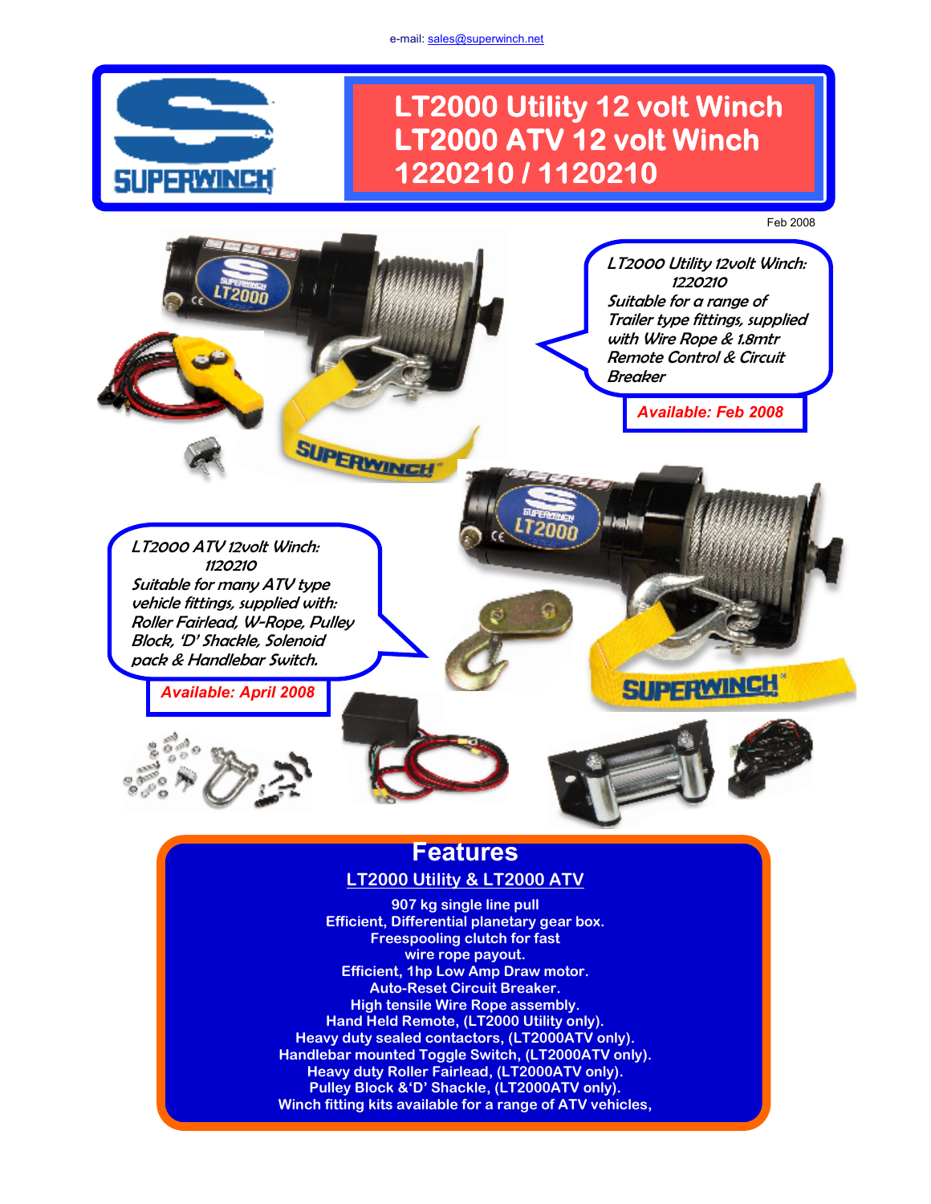e-mail: sales@superwinch.net

# LT2000 Utility 12 volt Winch
# LT2000 ATV 12 volt Winch
# 1220210 / 1120210

Feb 2008

*LT2000 Utility 12volt Winch: 1220210*
*Suitable for a range of Trailer type fittings, supplied with Wire Rope & 1.8mtr Remote Control & Circuit Breaker*

***Available: Feb 2008***

*LT2000 ATV 12volt Winch: 1120210*
*Suitable for many ATV type vehicle fittings, supplied with: Roller Fairlead, W-Rope, Pulley Block, 'D' Shackle, Solenoid pack & Handlebar Switch.*

***Available: April 2008***

## Features

### LT2000 Utility & LT2000 ATV

**907 kg single line pull**
**Efficient, Differential planetary gear box.**
**Freespooling clutch for fast wire rope payout.**
**Efficient, 1hp Low Amp Draw motor.**
**Auto-Reset Circuit Breaker.**
**High tensile Wire Rope assembly.**
**Hand Held Remote, (LT2000 Utility only).**
**Heavy duty sealed contactors, (LT2000ATV only).**
**Handlebar mounted Toggle Switch, (LT2000ATV only).**
**Heavy duty Roller Fairlead, (LT2000ATV only).**
**Pulley Block &'D' Shackle, (LT2000ATV only).**
**Winch fitting kits available for a range of ATV vehicles,**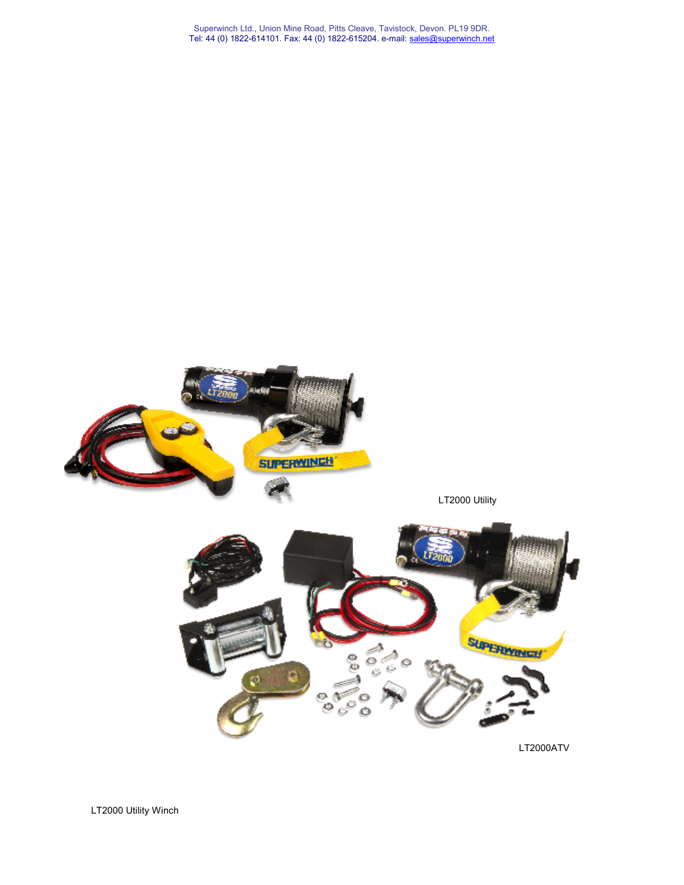Superwinch Ltd., Union Mine Road, Pitts Cleave, Tavistock, Devon. PL19 9DR.
Tel: 44 (0) 1822-614101. Fax: 44 (0) 1822-615204. e-mail: sales@superwinch.net

LT2000 Utility

LT2000ATV

LT2000 Utility Winch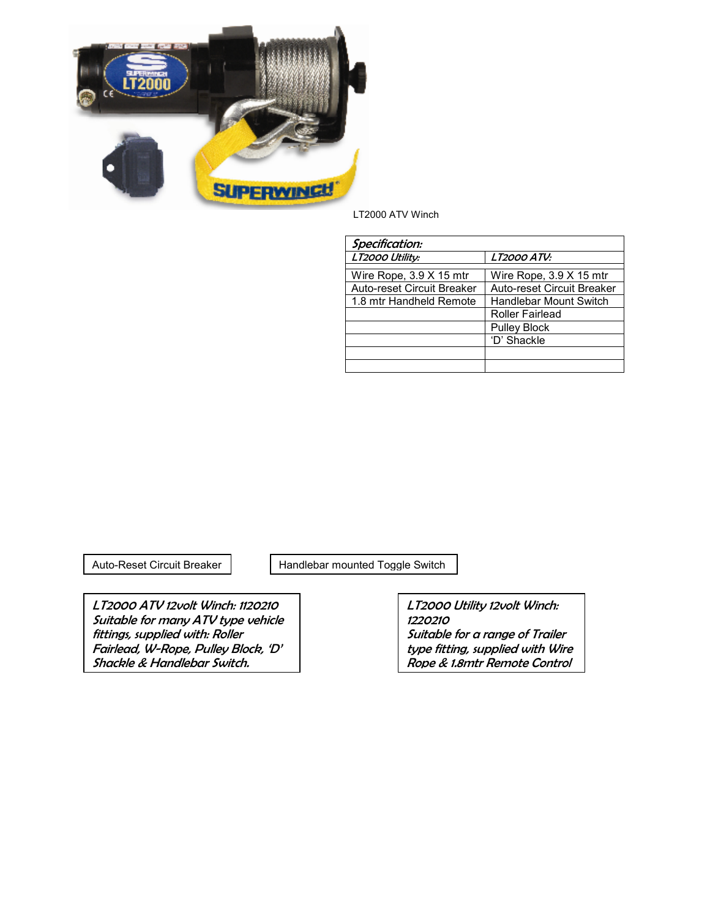LT2000 ATV Winch

| *Specification:* | |
|---|---|
| *LT2000 Utility:* | *LT2000 ATV:* |
| | |
| Wire Rope, 3.9 X 15 mtr | Wire Rope, 3.9 X 15 mtr |
| Auto-reset Circuit Breaker | Auto-reset Circuit Breaker |
| 1.8 mtr Handheld Remote | Handlebar Mount Switch |
| | Roller Fairlead |
| | Pulley Block |
| | 'D' Shackle |
| | |
| | |

Auto-Reset Circuit Breaker

Handlebar mounted Toggle Switch

*LT2000 ATV 12volt Winch: 1120210*
*Suitable for many ATV type vehicle fittings, supplied with: Roller Fairlead, W-Rope, Pulley Block, 'D' Shackle & Handlebar Switch.*

*LT2000 Utility 12volt Winch: 1220210*
*Suitable for a range of Trailer type fitting, supplied with Wire Rope & 1.8mtr Remote Control*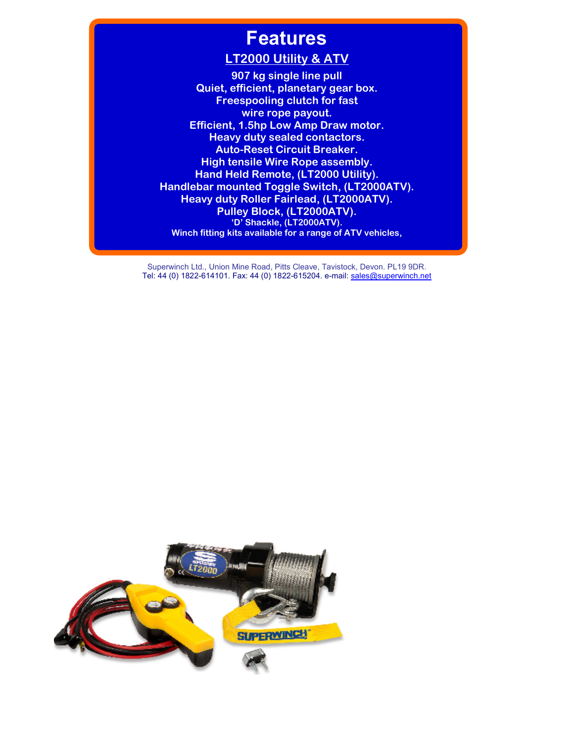# Features

## LT2000 Utility & ATV

907 kg single line pull
Quiet, efficient, planetary gear box.
Freespooling clutch for fast wire rope payout.
Efficient, 1.5hp Low Amp Draw motor.
Heavy duty sealed contactors.
Auto-Reset Circuit Breaker.
High tensile Wire Rope assembly.
Hand Held Remote, (LT2000 Utility).
Handlebar mounted Toggle Switch, (LT2000ATV).
Heavy duty Roller Fairlead, (LT2000ATV).
Pulley Block, (LT2000ATV).
'D' Shackle, (LT2000ATV).
Winch fitting kits available for a range of ATV vehicles,

Superwinch Ltd., Union Mine Road, Pitts Cleave, Tavistock, Devon. PL19 9DR.
Tel: 44 (0) 1822-614101. Fax: 44 (0) 1822-615204. e-mail: sales@superwinch.net